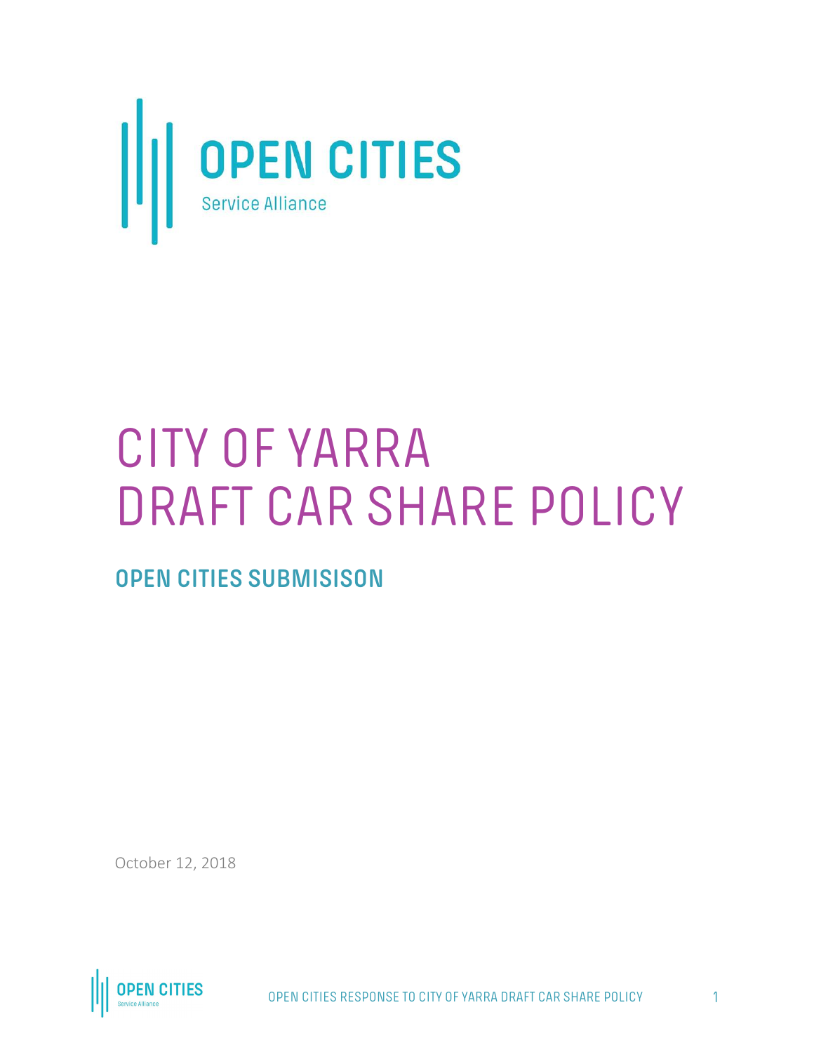# OPEN CITIES

Service Alliance

# CITY OF YARRA DRAFT CAR SHARE POLICY

## OPEN CITIES SUBMISISON

October 12, 2018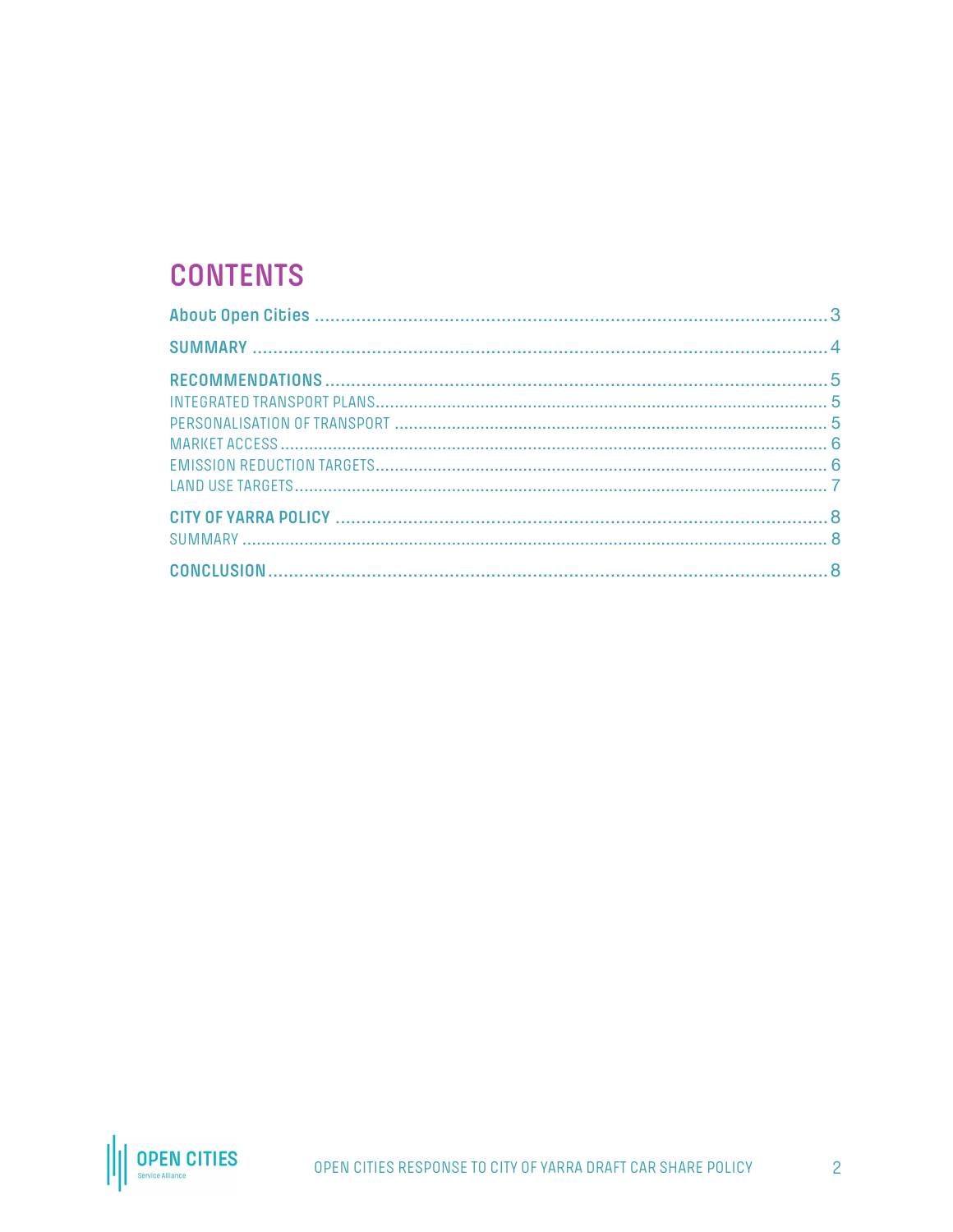# CONTENTS

About Open Cities .......... 3

SUMMARY .......... 4

RECOMMENDATIONS .......... 5

- INTEGRATED TRANSPORT PLANS .......... 5
- PERSONALISATION OF TRANSPORT .......... 5
- MARKET ACCESS .......... 6
- EMISSION REDUCTION TARGETS .......... 6
- LAND USE TARGETS .......... 7

CITY OF YARRA POLICY .......... 8

- SUMMARY .......... 8

CONCLUSION .......... 8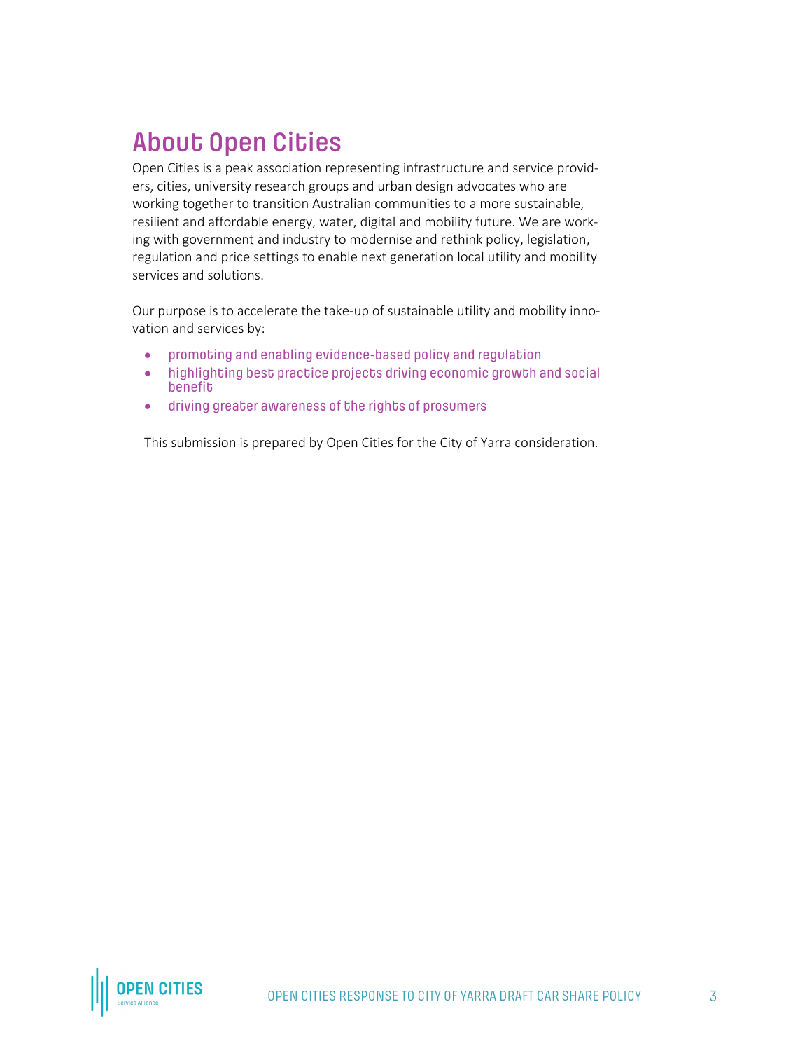## About Open Cities

Open Cities is a peak association representing infrastructure and service providers, cities, university research groups and urban design advocates who are working together to transition Australian communities to a more sustainable, resilient and affordable energy, water, digital and mobility future. We are working with government and industry to modernise and rethink policy, legislation, regulation and price settings to enable next generation local utility and mobility services and solutions.

Our purpose is to accelerate the take-up of sustainable utility and mobility innovation and services by:

- promoting and enabling evidence-based policy and regulation
- highlighting best practice projects driving economic growth and social benefit
- driving greater awareness of the rights of prosumers

This submission is prepared by Open Cities for the City of Yarra consideration.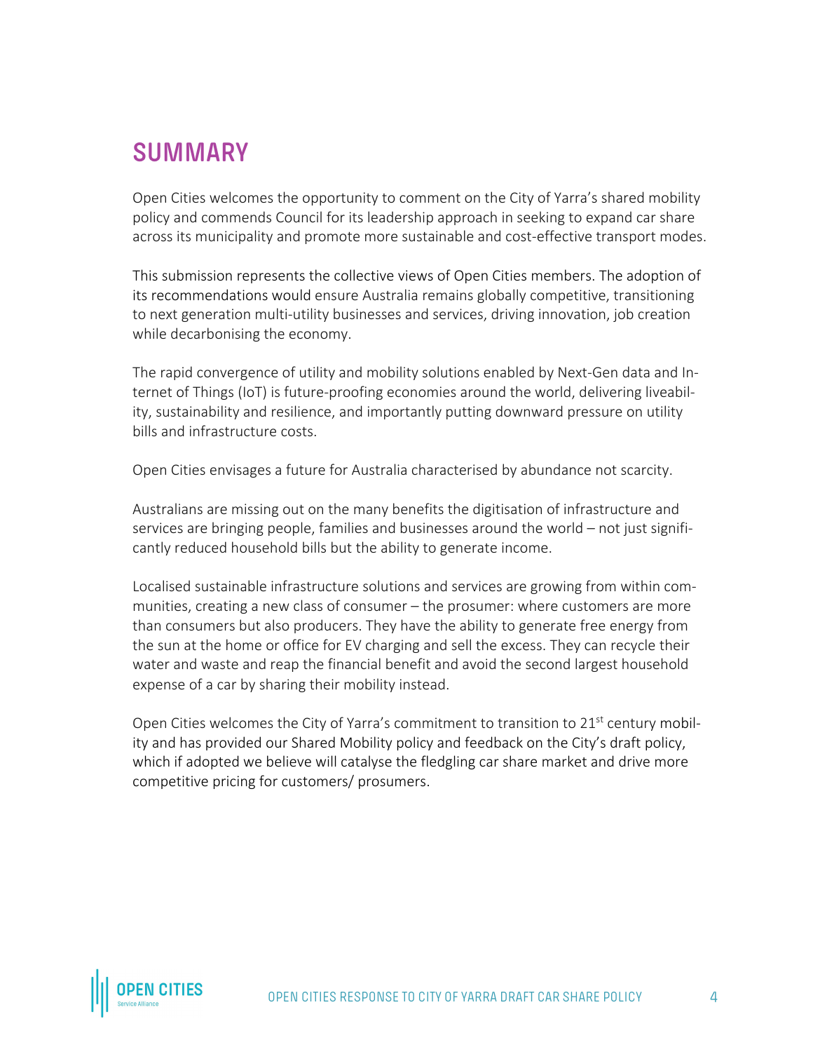## SUMMARY

Open Cities welcomes the opportunity to comment on the City of Yarra's shared mobility policy and commends Council for its leadership approach in seeking to expand car share across its municipality and promote more sustainable and cost-effective transport modes.

This submission represents the collective views of Open Cities members. The adoption of its recommendations would ensure Australia remains globally competitive, transitioning to next generation multi-utility businesses and services, driving innovation, job creation while decarbonising the economy.

The rapid convergence of utility and mobility solutions enabled by Next-Gen data and Internet of Things (IoT) is future-proofing economies around the world, delivering liveability, sustainability and resilience, and importantly putting downward pressure on utility bills and infrastructure costs.

Open Cities envisages a future for Australia characterised by abundance not scarcity.

Australians are missing out on the many benefits the digitisation of infrastructure and services are bringing people, families and businesses around the world – not just significantly reduced household bills but the ability to generate income.

Localised sustainable infrastructure solutions and services are growing from within communities, creating a new class of consumer – the prosumer: where customers are more than consumers but also producers. They have the ability to generate free energy from the sun at the home or office for EV charging and sell the excess. They can recycle their water and waste and reap the financial benefit and avoid the second largest household expense of a car by sharing their mobility instead.

Open Cities welcomes the City of Yarra's commitment to transition to 21st century mobility and has provided our Shared Mobility policy and feedback on the City's draft policy, which if adopted we believe will catalyse the fledgling car share market and drive more competitive pricing for customers/ prosumers.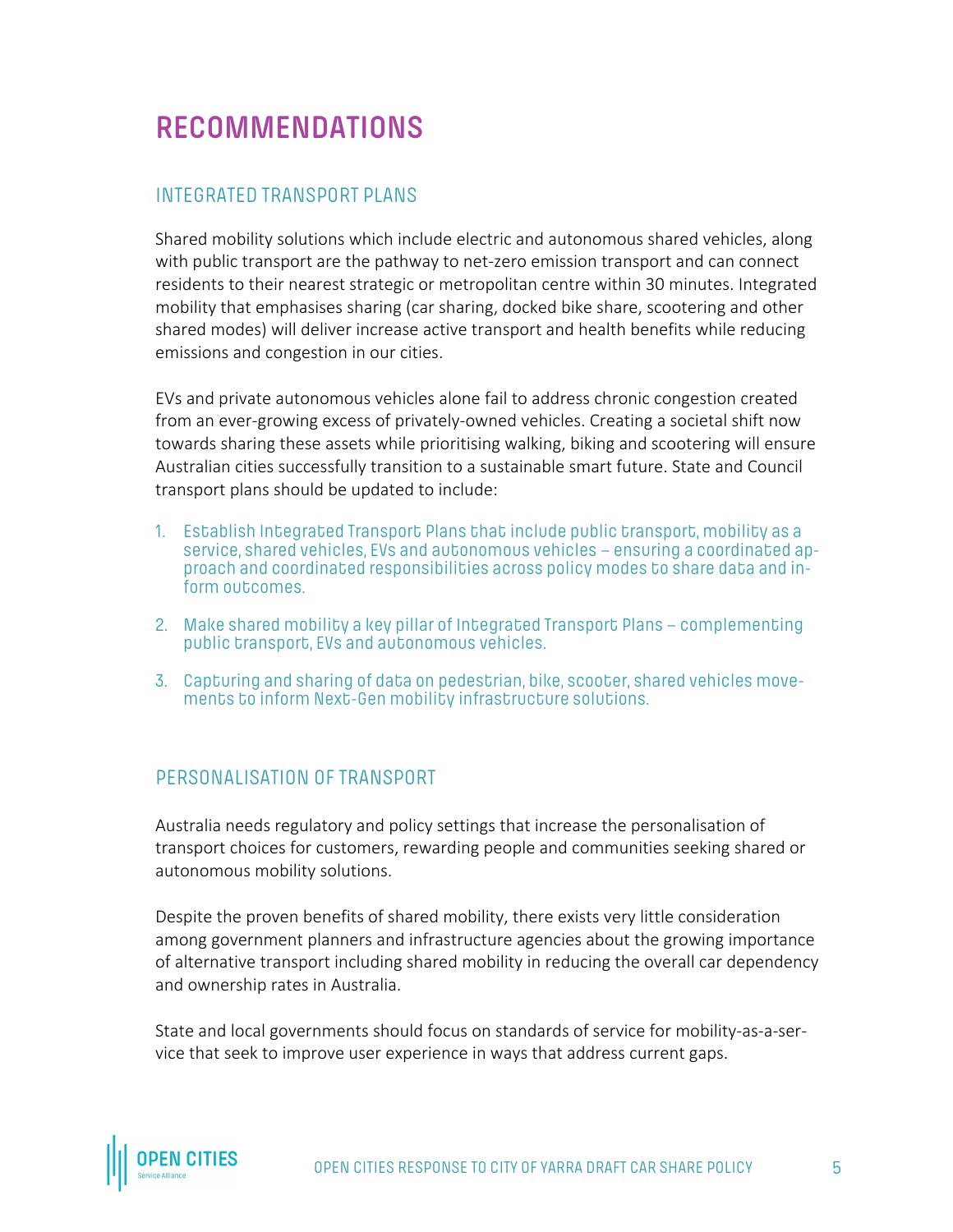# RECOMMENDATIONS

## INTEGRATED TRANSPORT PLANS

Shared mobility solutions which include electric and autonomous shared vehicles, along with public transport are the pathway to net-zero emission transport and can connect residents to their nearest strategic or metropolitan centre within 30 minutes. Integrated mobility that emphasises sharing (car sharing, docked bike share, scootering and other shared modes) will deliver increase active transport and health benefits while reducing emissions and congestion in our cities.

EVs and private autonomous vehicles alone fail to address chronic congestion created from an ever-growing excess of privately-owned vehicles. Creating a societal shift now towards sharing these assets while prioritising walking, biking and scootering will ensure Australian cities successfully transition to a sustainable smart future. State and Council transport plans should be updated to include:

1. Establish Integrated Transport Plans that include public transport, mobility as a service, shared vehicles, EVs and autonomous vehicles – ensuring a coordinated approach and coordinated responsibilities across policy modes to share data and inform outcomes.
2. Make shared mobility a key pillar of Integrated Transport Plans – complementing public transport, EVs and autonomous vehicles.
3. Capturing and sharing of data on pedestrian, bike, scooter, shared vehicles movements to inform Next-Gen mobility infrastructure solutions.

## PERSONALISATION OF TRANSPORT

Australia needs regulatory and policy settings that increase the personalisation of transport choices for customers, rewarding people and communities seeking shared or autonomous mobility solutions.

Despite the proven benefits of shared mobility, there exists very little consideration among government planners and infrastructure agencies about the growing importance of alternative transport including shared mobility in reducing the overall car dependency and ownership rates in Australia.

State and local governments should focus on standards of service for mobility-as-a-service that seek to improve user experience in ways that address current gaps.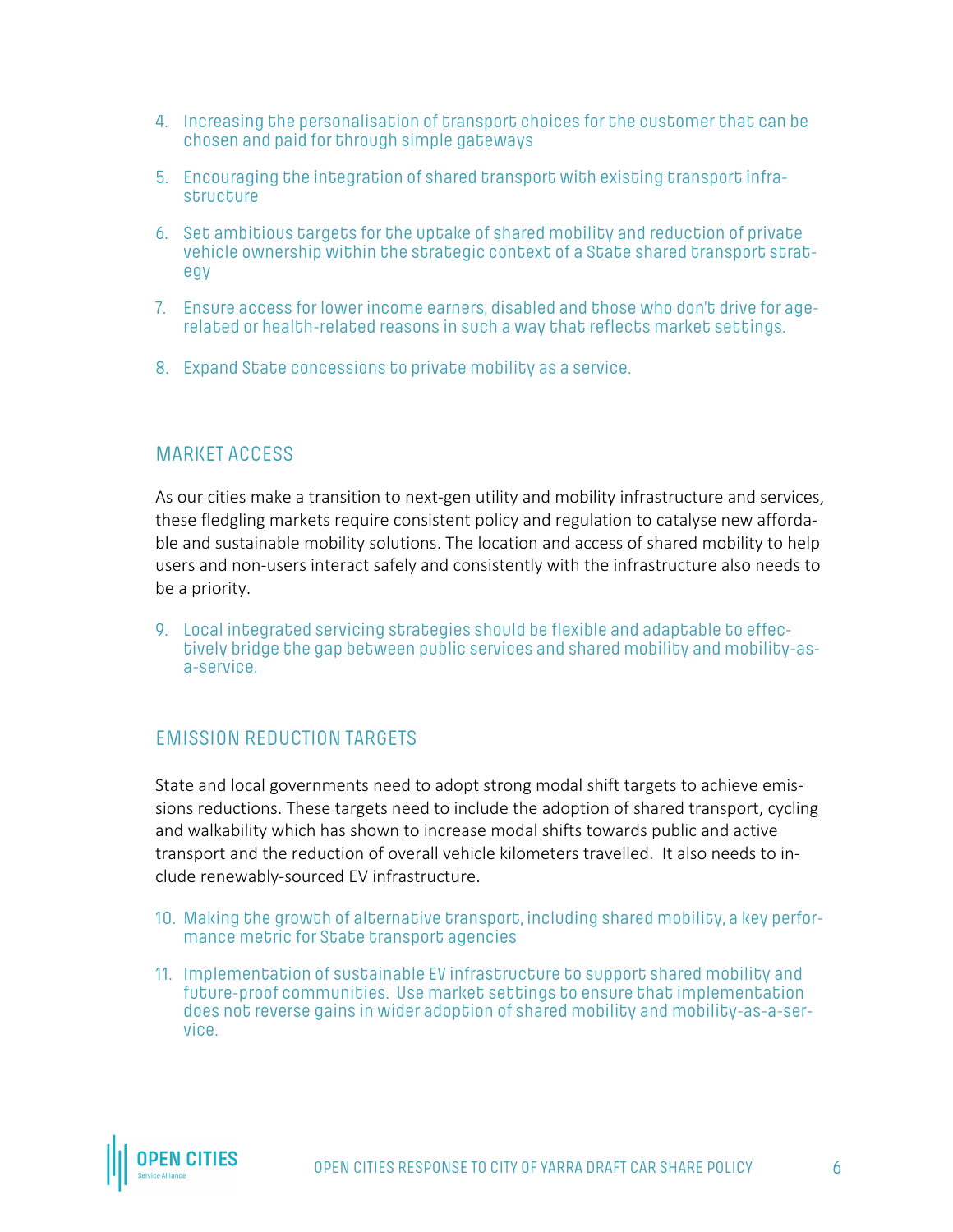4. Increasing the personalisation of transport choices for the customer that can be chosen and paid for through simple gateways

5. Encouraging the integration of shared transport with existing transport infrastructure

6. Set ambitious targets for the uptake of shared mobility and reduction of private vehicle ownership within the strategic context of a State shared transport strategy

7. Ensure access for lower income earners, disabled and those who don't drive for age-related or health-related reasons in such a way that reflects market settings.

8. Expand State concessions to private mobility as a service.

## MARKET ACCESS

As our cities make a transition to next-gen utility and mobility infrastructure and services, these fledgling markets require consistent policy and regulation to catalyse new affordable and sustainable mobility solutions. The location and access of shared mobility to help users and non-users interact safely and consistently with the infrastructure also needs to be a priority.

9. Local integrated servicing strategies should be flexible and adaptable to effectively bridge the gap between public services and shared mobility and mobility-as-a-service.

## EMISSION REDUCTION TARGETS

State and local governments need to adopt strong modal shift targets to achieve emissions reductions. These targets need to include the adoption of shared transport, cycling and walkability which has shown to increase modal shifts towards public and active transport and the reduction of overall vehicle kilometers travelled. It also needs to include renewably-sourced EV infrastructure.

10. Making the growth of alternative transport, including shared mobility, a key performance metric for State transport agencies

11. Implementation of sustainable EV infrastructure to support shared mobility and future-proof communities. Use market settings to ensure that implementation does not reverse gains in wider adoption of shared mobility and mobility-as-a-service.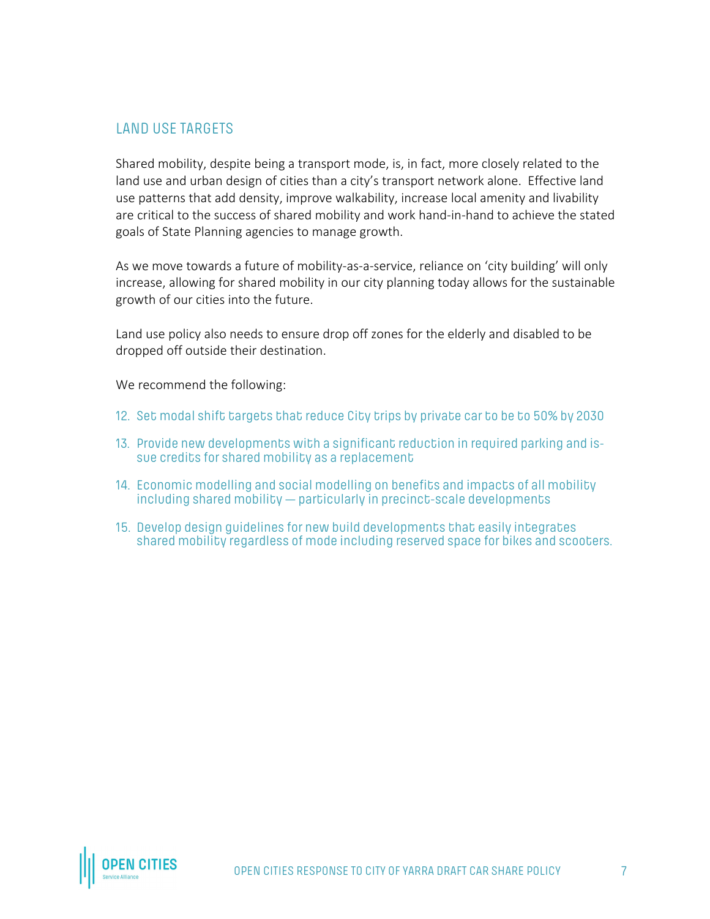## LAND USE TARGETS

Shared mobility, despite being a transport mode, is, in fact, more closely related to the land use and urban design of cities than a city's transport network alone. Effective land use patterns that add density, improve walkability, increase local amenity and livability are critical to the success of shared mobility and work hand-in-hand to achieve the stated goals of State Planning agencies to manage growth.

As we move towards a future of mobility-as-a-service, reliance on 'city building' will only increase, allowing for shared mobility in our city planning today allows for the sustainable growth of our cities into the future.

Land use policy also needs to ensure drop off zones for the elderly and disabled to be dropped off outside their destination.

We recommend the following:

12. Set modal shift targets that reduce City trips by private car to be to 50% by 2030
13. Provide new developments with a significant reduction in required parking and issue credits for shared mobility as a replacement
14. Economic modelling and social modelling on benefits and impacts of all mobility including shared mobility — particularly in precinct-scale developments
15. Develop design guidelines for new build developments that easily integrates shared mobility regardless of mode including reserved space for bikes and scooters.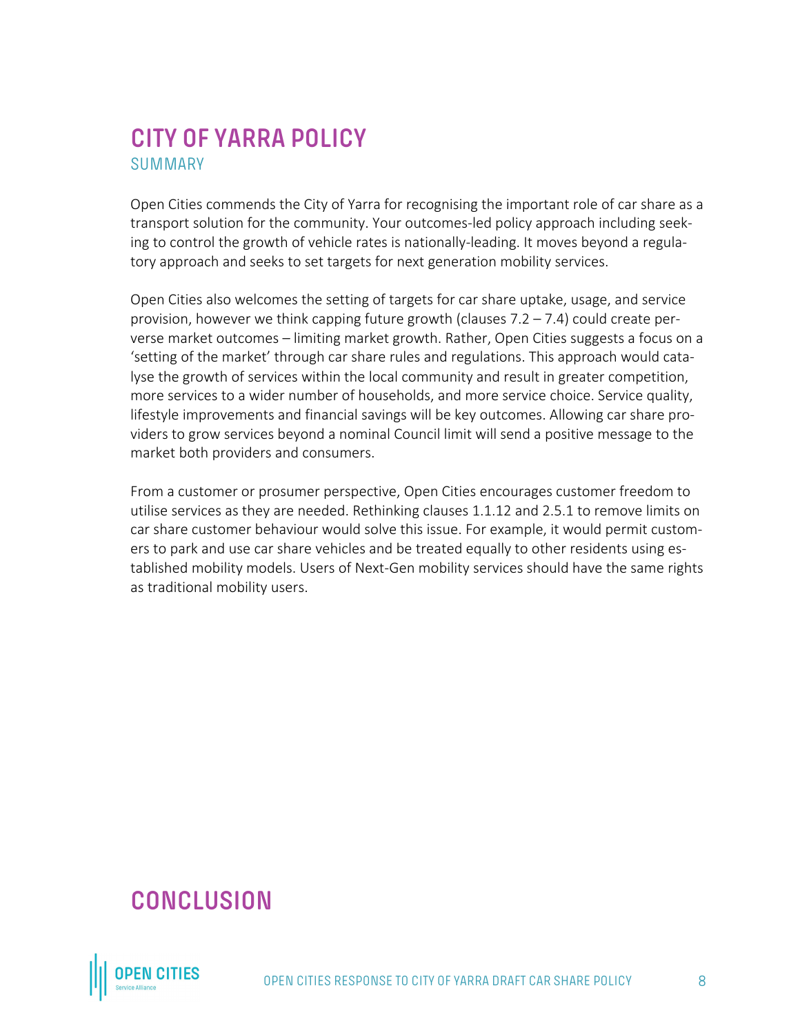# CITY OF YARRA POLICY

## SUMMARY

Open Cities commends the City of Yarra for recognising the important role of car share as a transport solution for the community. Your outcomes-led policy approach including seeking to control the growth of vehicle rates is nationally-leading. It moves beyond a regulatory approach and seeks to set targets for next generation mobility services.

Open Cities also welcomes the setting of targets for car share uptake, usage, and service provision, however we think capping future growth (clauses 7.2 – 7.4) could create perverse market outcomes – limiting market growth. Rather, Open Cities suggests a focus on a 'setting of the market' through car share rules and regulations. This approach would catalyse the growth of services within the local community and result in greater competition, more services to a wider number of households, and more service choice. Service quality, lifestyle improvements and financial savings will be key outcomes. Allowing car share providers to grow services beyond a nominal Council limit will send a positive message to the market both providers and consumers.

From a customer or prosumer perspective, Open Cities encourages customer freedom to utilise services as they are needed. Rethinking clauses 1.1.12 and 2.5.1 to remove limits on car share customer behaviour would solve this issue. For example, it would permit customers to park and use car share vehicles and be treated equally to other residents using established mobility models. Users of Next-Gen mobility services should have the same rights as traditional mobility users.

# CONCLUSION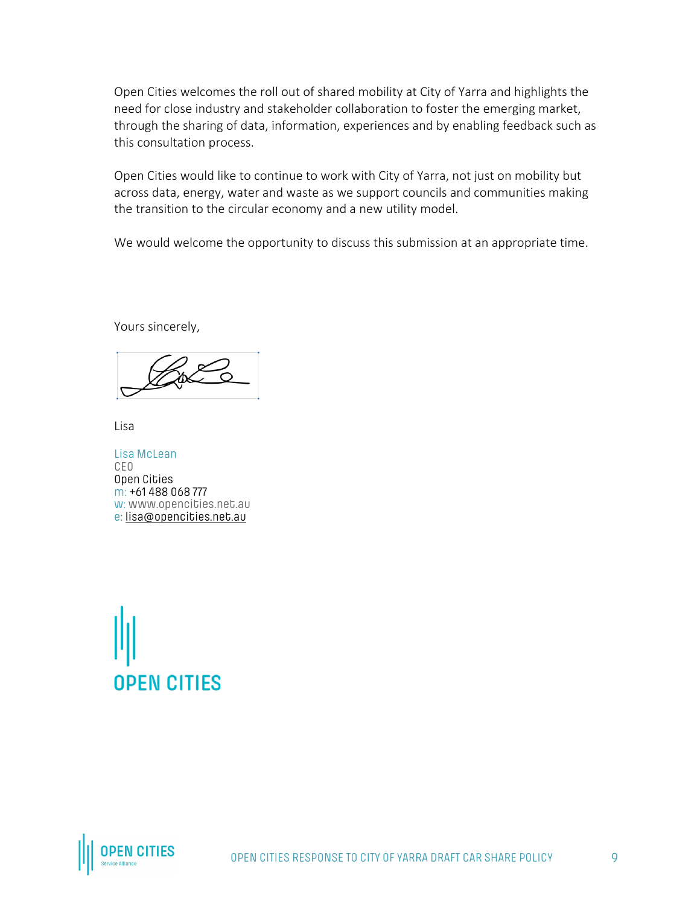Open Cities welcomes the roll out of shared mobility at City of Yarra and highlights the need for close industry and stakeholder collaboration to foster the emerging market, through the sharing of data, information, experiences and by enabling feedback such as this consultation process.

Open Cities would like to continue to work with City of Yarra, not just on mobility but across data, energy, water and waste as we support councils and communities making the transition to the circular economy and a new utility model.

We would welcome the opportunity to discuss this submission at an appropriate time.

Yours sincerely,

Lisa

Lisa McLean
CEO
Open Cities
m: +61 488 068 777
w: www.opencities.net.au
e: lisa@opencities.net.au

OPEN CITIES